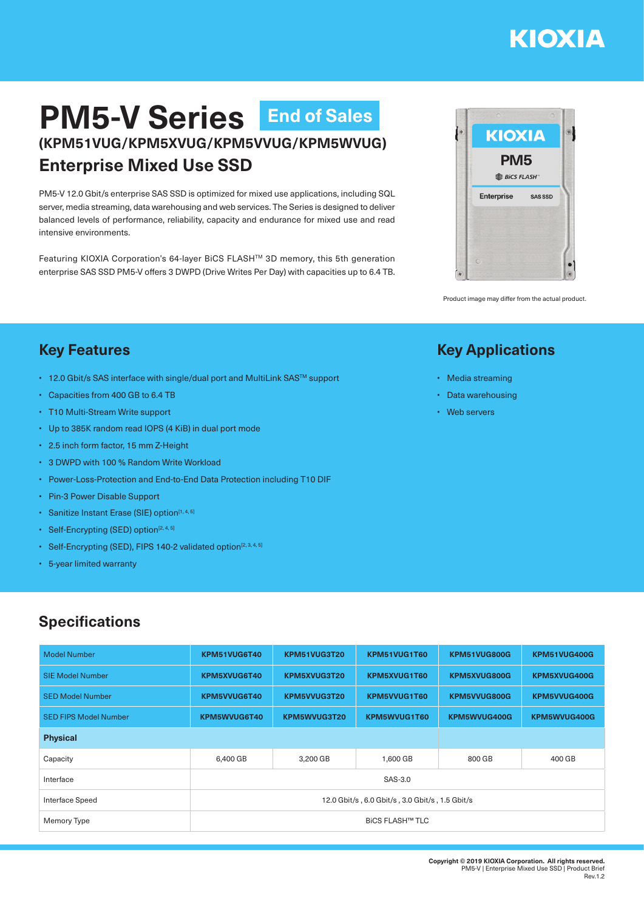# PM5-V Series End of Sales

## (KPM51VUG/KPM5XVUG/KPM5VVUG/KPM5WVUG)

## Enterprise Mixed Use SSD

PM5-V 12.0 Gbit/s enterprise SAS SSD is optimized for mixed use applications, including SQL server, media streaming, data warehousing and web services. The Series is designed to deliver balanced levels of performance, reliability, capacity and endurance for mixed use and read intensive environments.

Featuring KIOXIA Corporation's 64-layer BiCS FLASH™ 3D memory, this 5th generation enterprise SAS SSD PM5-V offers 3 DWPD (Drive Writes Per Day) with capacities up to 6.4 TB.

Product image may differ from the actual product.

## Key Features

- 12.0 Gbit/s SAS interface with single/dual port and MultiLink SAS™ support
- Capacities from 400 GB to 6.4 TB
- T10 Multi-Stream Write support
- Up to 385K random read IOPS (4 KiB) in dual port mode
- 2.5 inch form factor, 15 mm Z-Height
- 3 DWPD with 100 % Random Write Workload
- Power-Loss-Protection and End-to-End Data Protection including T10 DIF
- Pin-3 Power Disable Support
- Sanitize Instant Erase (SIE) option[1, 4, 5]
- Self-Encrypting (SED) option[2, 4, 5]
- Self-Encrypting (SED), FIPS 140-2 validated option[2, 3, 4, 5]
- 5-year limited warranty

## Key Applications

- Media streaming
- Data warehousing
- Web servers

## Specifications

| Model Number | KPM51VUG6T40 | KPM51VUG3T20 | KPM51VUG1T60 | KPM51VUG800G | KPM51VUG400G |
|---|---|---|---|---|---|
| SIE Model Number | KPM5XVUG6T40 | KPM5XVUG3T20 | KPM5XVUG1T60 | KPM5XVUG800G | KPM5XVUG400G |
| SED Model Number | KPM5VVUG6T40 | KPM5VVUG3T20 | KPM5VVUG1T60 | KPM5VVUG800G | KPM5VVUG400G |
| SED FIPS Model Number | KPM5WVUG6T40 | KPM5WVUG3T20 | KPM5WVUG1T60 | KPM5WVUG400G | KPM5WVUG400G |
| **Physical** | | | | | |
| Capacity | 6,400 GB | 3,200 GB | 1,600 GB | 800 GB | 400 GB |
| Interface | SAS-3.0 | | | | |
| Interface Speed | 12.0 Gbit/s , 6.0 Gbit/s , 3.0 Gbit/s , 1.5 Gbit/s | | | | |
| Memory Type | BiCS FLASH™ TLC | | | | |

**Copyright © 2019 KIOXIA Corporation. All rights reserved.**
PM5-V | Enterprise Mixed Use SSD | Product Brief
Rev.1.2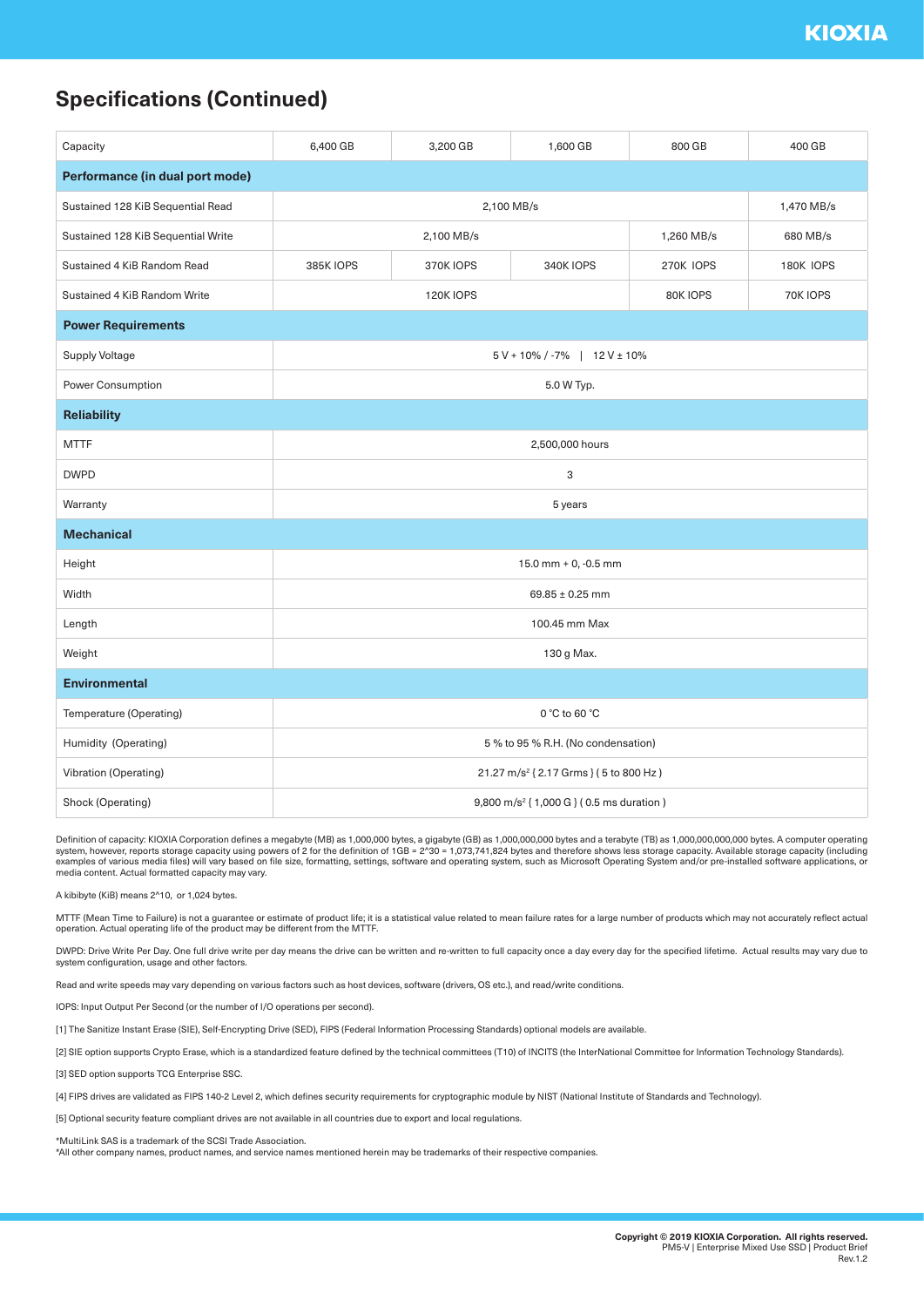## Specifications (Continued)

| Capacity | 6,400 GB | 3,200 GB | 1,600 GB | 800 GB | 400 GB |
|---|---|---|---|---|---|
| **Performance (in dual port mode)** | | | | | |
| Sustained 128 KiB Sequential Read | 2,100 MB/s | | | | 1,470 MB/s |
| Sustained 128 KiB Sequential Write | 2,100 MB/s | | | 1,260 MB/s | 680 MB/s |
| Sustained 4 KiB Random Read | 385K IOPS | 370K IOPS | 340K IOPS | 270K IOPS | 180K IOPS |
| Sustained 4 KiB Random Write | 120K IOPS | | | 80K IOPS | 70K IOPS |
| **Power Requirements** | | | | | |
| Supply Voltage | 5 V + 10% / -7% \| 12 V ± 10% | | | | |
| Power Consumption | 5.0 W Typ. | | | | |
| **Reliability** | | | | | |
| MTTF | 2,500,000 hours | | | | |
| DWPD | 3 | | | | |
| Warranty | 5 years | | | | |
| **Mechanical** | | | | | |
| Height | 15.0 mm + 0, -0.5 mm | | | | |
| Width | 69.85 ± 0.25 mm | | | | |
| Length | 100.45 mm Max | | | | |
| Weight | 130 g Max. | | | | |
| **Environmental** | | | | | |
| Temperature (Operating) | 0 °C to 60 °C | | | | |
| Humidity (Operating) | 5 % to 95 % R.H. (No condensation) | | | | |
| Vibration (Operating) | 21.27 $m/s^2$ { 2.17 Grms } ( 5 to 800 Hz ) | | | | |
| Shock (Operating) | 9,800 $m/s^2$ { 1,000 G } ( 0.5 ms duration ) | | | | |

Definition of capacity: KIOXIA Corporation defines a megabyte (MB) as 1,000,000 bytes, a gigabyte (GB) as 1,000,000,000 bytes and a terabyte (TB) as 1,000,000,000,000 bytes. A computer operating system, however, reports storage capacity using powers of 2 for the definition of 1GB = 2^30 = 1,073,741,824 bytes and therefore shows less storage capacity. Available storage capacity (including examples of various media files) will vary based on file size, formatting, settings, software and operating system, such as Microsoft Operating System and/or pre-installed software applications, or media content. Actual formatted capacity may vary.

A kibibyte (KiB) means 2^10, or 1,024 bytes.

MTTF (Mean Time to Failure) is not a guarantee or estimate of product life; it is a statistical value related to mean failure rates for a large number of products which may not accurately reflect actual operation. Actual operating life of the product may be different from the MTTF.

DWPD: Drive Write Per Day. One full drive write per day means the drive can be written and re-written to full capacity once a day every day for the specified lifetime. Actual results may vary due to system configuration, usage and other factors.

Read and write speeds may vary depending on various factors such as host devices, software (drivers, OS etc.), and read/write conditions.

IOPS: Input Output Per Second (or the number of I/O operations per second).

[1] The Sanitize Instant Erase (SIE), Self-Encrypting Drive (SED), FIPS (Federal Information Processing Standards) optional models are available.

[2] SIE option supports Crypto Erase, which is a standardized feature defined by the technical committees (T10) of INCITS (the InterNational Committee for Information Technology Standards).

[3] SED option supports TCG Enterprise SSC.

[4] FIPS drives are validated as FIPS 140-2 Level 2, which defines security requirements for cryptographic module by NIST (National Institute of Standards and Technology).

[5] Optional security feature compliant drives are not available in all countries due to export and local regulations.

*MultiLink SAS is a trademark of the SCSI Trade Association.
*All other company names, product names, and service names mentioned herein may be trademarks of their respective companies.

**Copyright © 2019 KIOXIA Corporation. All rights reserved.**
PM5-V | Enterprise Mixed Use SSD | Product Brief
Rev.1.2